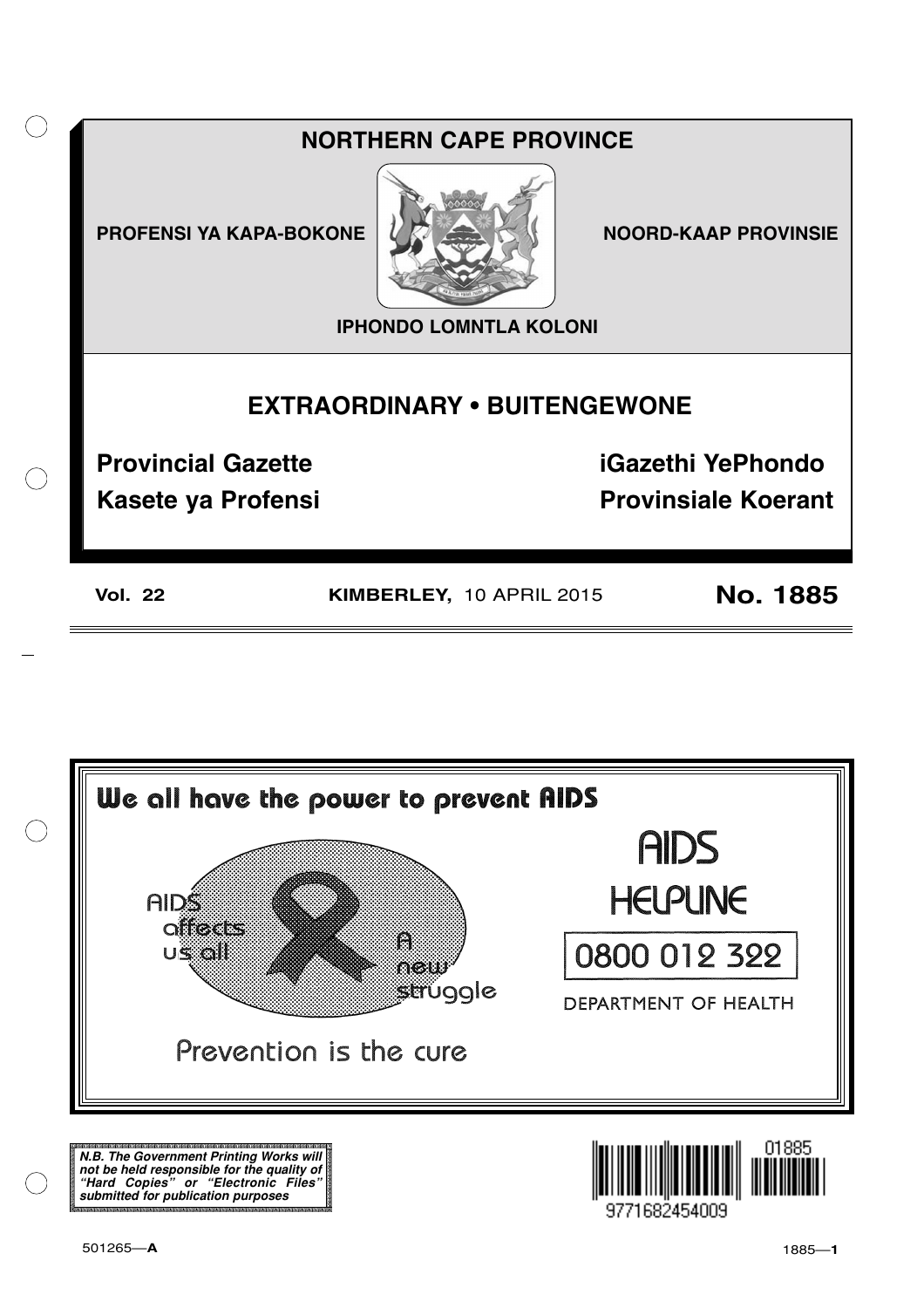# NORTHERN CAPE PROVINCE

**PROFENSI YA KAPA-BOKONE** **NOORD-KAAP PROVINSIE**

**IPHONDO LOMNTLA KOLONI**

## EXTRAORDINARY • BUITENGEWONE

**Provincial Gazette** **iGazethi YePhondo**

**Kasete ya Profensi** **Provinsiale Koerant**

**Vol. 22** **KIMBERLEY,** 10 APRIL 2015 **No. 1885**

**We all have the power to prevent AIDS**

AIDS affects us all

A new struggle

Prevention is the cure

AIDS HELPLINE

0800 012 322

DEPARTMENT OF HEALTH

***N.B. The Government Printing Works will not be held responsible for the quality of "Hard Copies" or "Electronic Files" submitted for publication purposes***

01885

9771682454009

501265—**A**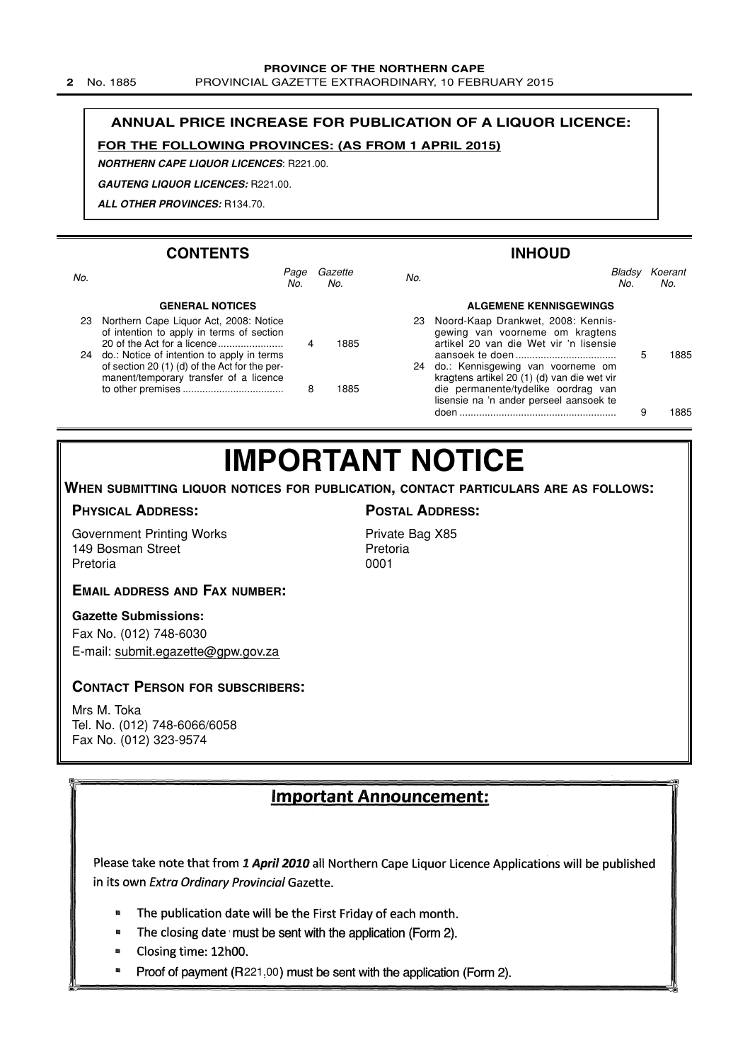**ANNUAL PRICE INCREASE FOR PUBLICATION OF A LIQUOR LICENCE:**

**FOR THE FOLLOWING PROVINCES: (AS FROM 1 APRIL 2015)**

***NORTHERN CAPE LIQUOR LICENCES*:** R221.00.

***GAUTENG LIQUOR LICENCES:*** R221.00.

***ALL OTHER PROVINCES:*** R134.70.

## CONTENTS

| *No.* | | *Page No.* | *Gazette No.* |
|---|---|---|---|
| | **GENERAL NOTICES** | | |
| 23 | Northern Cape Liquor Act, 2008: Notice of intention to apply in terms of section 20 of the Act for a licence | 4 | 1885 |
| 24 | do.: Notice of intention to apply in terms of section 20 (1) (d) of the Act for the permanent/temporary transfer of a licence to other premises | 8 | 1885 |

## INHOUD

| *No.* | | *Bladsy No.* | *Koerant No.* |
|---|---|---|---|
| | **ALGEMENE KENNISGEWINGS** | | |
| 23 | Noord-Kaap Drankwet, 2008: Kennisgewing van voorneme om kragtens artikel 20 van die Wet vir 'n lisensie aansoek te doen | 5 | 1885 |
| 24 | do.: Kennisgewing van voorneme om kragtens artikel 20 (1) (d) van die wet vir die permanente/tydelike oordrag van lisensie na 'n ander perseel aansoek te doen | 9 | 1885 |

# IMPORTANT NOTICE

**WHEN SUBMITTING LIQUOR NOTICES FOR PUBLICATION, CONTACT PARTICULARS ARE AS FOLLOWS:**

**PHYSICAL ADDRESS:**

Government Printing Works
149 Bosman Street
Pretoria

**POSTAL ADDRESS:**

Private Bag X85
Pretoria
0001

**EMAIL ADDRESS AND FAX NUMBER:**

**Gazette Submissions:**

Fax No. (012) 748-6030
E-mail: submit.egazette@gpw.gov.za

**CONTACT PERSON FOR SUBSCRIBERS:**

Mrs M. Toka
Tel. No. (012) 748-6066/6058
Fax No. (012) 323-9574

## Important Announcement:

Please take note that from ***1 April 2010*** all Northern Cape Liquor Licence Applications will be published in its own *Extra Ordinary Provincial* Gazette.

- The publication date will be the First Friday of each month.
- The closing date must be sent with the application (Form 2).
- Closing time: 12h00.
- Proof of payment (R221.00) must be sent with the application (Form 2).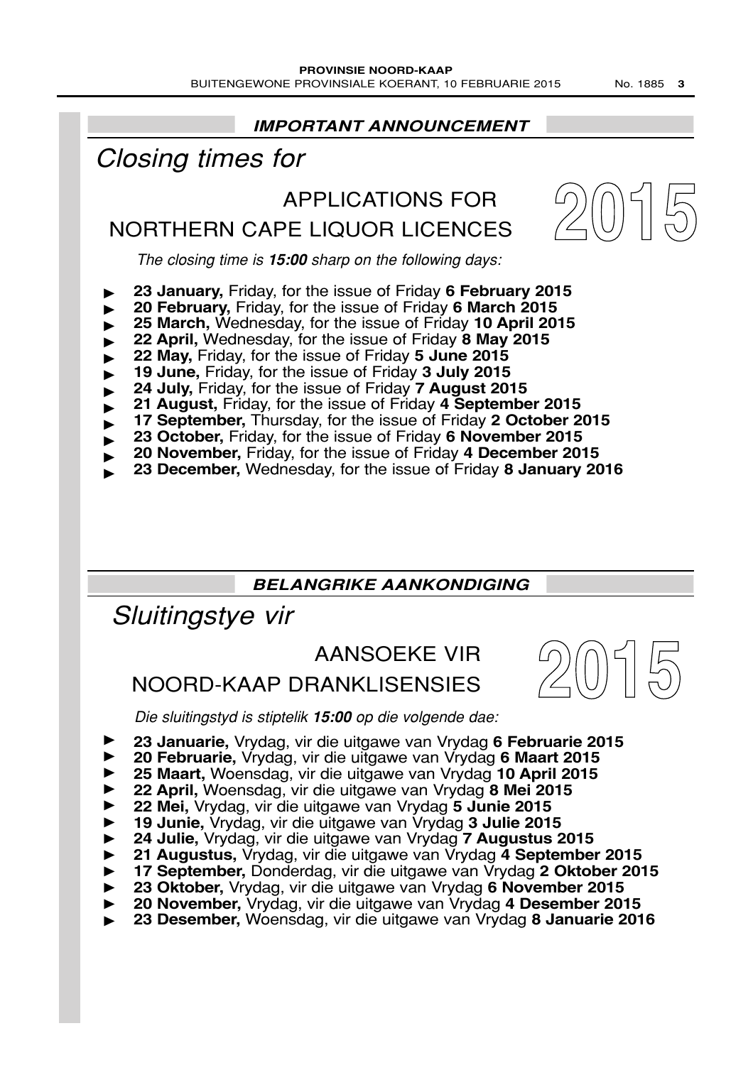## *IMPORTANT ANNOUNCEMENT*

# *Closing times for*

## APPLICATIONS FOR NORTHERN CAPE LIQUOR LICENCES

**2015**

*The closing time is **15:00** sharp on the following days:*

- **23 January,** Friday, for the issue of Friday **6 February 2015**
- **20 February,** Friday, for the issue of Friday **6 March 2015**
- **25 March,** Wednesday, for the issue of Friday **10 April 2015**
- **22 April,** Wednesday, for the issue of Friday **8 May 2015**
- **22 May,** Friday, for the issue of Friday **5 June 2015**
- **19 June,** Friday, for the issue of Friday **3 July 2015**
- **24 July,** Friday, for the issue of Friday **7 August 2015**
- **21 August,** Friday, for the issue of Friday **4 September 2015**
- **17 September,** Thursday, for the issue of Friday **2 October 2015**
- **23 October,** Friday, for the issue of Friday **6 November 2015**
- **20 November,** Friday, for the issue of Friday **4 December 2015**
- **23 December,** Wednesday, for the issue of Friday **8 January 2016**

## *BELANGRIKE AANKONDIGING*

# *Sluitingstye vir*

## AANSOEKE VIR NOORD-KAAP DRANKLISENSIES

**2015**

*Die sluitingstyd is stiptelik **15:00** op die volgende dae:*

- **23 Januarie,** Vrydag, vir die uitgawe van Vrydag **6 Februarie 2015**
- **20 Februarie,** Vrydag, vir die uitgawe van Vrydag **6 Maart 2015**
- **25 Maart,** Woensdag, vir die uitgawe van Vrydag **10 April 2015**
- **22 April,** Woensdag, vir die uitgawe van Vrydag **8 Mei 2015**
- **22 Mei,** Vrydag, vir die uitgawe van Vrydag **5 Junie 2015**
- **19 Junie,** Vrydag, vir die uitgawe van Vrydag **3 Julie 2015**
- **24 Julie,** Vrydag, vir die uitgawe van Vrydag **7 Augustus 2015**
- **21 Augustus,** Vrydag, vir die uitgawe van Vrydag **4 September 2015**
- **17 September,** Donderdag, vir die uitgawe van Vrydag **2 Oktober 2015**
- **23 Oktober,** Vrydag, vir die uitgawe van Vrydag **6 November 2015**
- **20 November,** Vrydag, vir die uitgawe van Vrydag **4 Desember 2015**
- **23 Desember,** Woensdag, vir die uitgawe van Vrydag **8 Januarie 2016**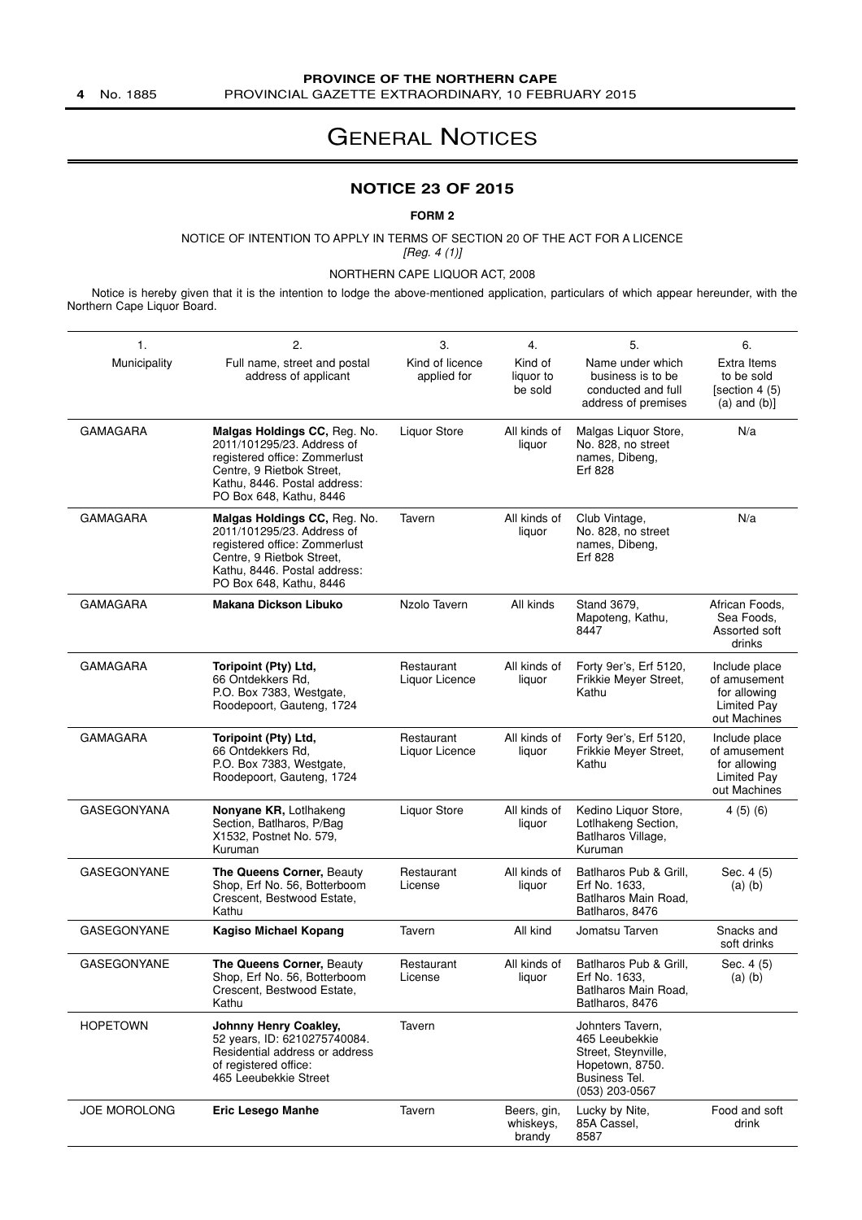# GENERAL NOTICES

## NOTICE 23 OF 2015

**FORM 2**

NOTICE OF INTENTION TO APPLY IN TERMS OF SECTION 20 OF THE ACT FOR A LICENCE
*[Reg. 4 (1)]*

NORTHERN CAPE LIQUOR ACT, 2008

Notice is hereby given that it is the intention to lodge the above-mentioned application, particulars of which appear hereunder, with the Northern Cape Liquor Board.

| 1. Municipality | 2. Full name, street and postal address of applicant | 3. Kind of licence applied for | 4. Kind of liquor to be sold | 5. Name under which business is to be conducted and full address of premises | 6. Extra Items to be sold [section 4 (5) (a) and (b)] |
|---|---|---|---|---|---|
| GAMAGARA | **Malgas Holdings CC,** Reg. No. 2011/101295/23. Address of registered office: Zommerlust Centre, 9 Rietbok Street, Kathu, 8446. Postal address: PO Box 648, Kathu, 8446 | Liquor Store | All kinds of liquor | Malgas Liquor Store, No. 828, no street names, Dibeng, Erf 828 | N/a |
| GAMAGARA | **Malgas Holdings CC,** Reg. No. 2011/101295/23. Address of registered office: Zommerlust Centre, 9 Rietbok Street, Kathu, 8446. Postal address: PO Box 648, Kathu, 8446 | Tavern | All kinds of liquor | Club Vintage, No. 828, no street names, Dibeng, Erf 828 | N/a |
| GAMAGARA | **Makana Dickson Libuko** | Nzolo Tavern | All kinds | Stand 3679, Mapoteng, Kathu, 8447 | African Foods, Sea Foods, Assorted soft drinks |
| GAMAGARA | **Toripoint (Pty) Ltd,** 66 Ontdekkers Rd, P.O. Box 7383, Westgate, Roodepoort, Gauteng, 1724 | Restaurant Liquor Licence | All kinds of liquor | Forty 9er's, Erf 5120, Frikkie Meyer Street, Kathu | Include place of amusement for allowing Limited Pay out Machines |
| GAMAGARA | **Toripoint (Pty) Ltd,** 66 Ontdekkers Rd, P.O. Box 7383, Westgate, Roodepoort, Gauteng, 1724 | Restaurant Liquor Licence | All kinds of liquor | Forty 9er's, Erf 5120, Frikkie Meyer Street, Kathu | Include place of amusement for allowing Limited Pay out Machines |
| GASEGONYANA | **Nonyane KR,** Lotlhakeng Section, Batlharos, P/Bag X1532, Postnet No. 579, Kuruman | Liquor Store | All kinds of liquor | Kedino Liquor Store, Lotlhakeng Section, Batlharos Village, Kuruman | 4 (5) (6) |
| GASEGONYANE | **The Queens Corner,** Beauty Shop, Erf No. 56, Botterboom Crescent, Bestwood Estate, Kathu | Restaurant License | All kinds of liquor | Batlharos Pub & Grill, Erf No. 1633, Batlharos Main Road, Batlharos, 8476 | Sec. 4 (5) (a) (b) |
| GASEGONYANE | **Kagiso Michael Kopang** | Tavern | All kind | Jomatsu Tarven | Snacks and soft drinks |
| GASEGONYANE | **The Queens Corner,** Beauty Shop, Erf No. 56, Botterboom Crescent, Bestwood Estate, Kathu | Restaurant License | All kinds of liquor | Batlharos Pub & Grill, Erf No. 1633, Batlharos Main Road, Batlharos, 8476 | Sec. 4 (5) (a) (b) |
| HOPETOWN | **Johnny Henry Coakley,** 52 years, ID: 6210275740084. Residential address or address of registered office: 465 Leeubekkie Street | Tavern | | Johnters Tavern, 465 Leeubekkie Street, Steynville, Hopetown, 8750. Business Tel. (053) 203-0567 | |
| JOE MOROLONG | **Eric Lesego Manhe** | Tavern | Beers, gin, whiskeys, brandy | Lucky by Nite, 85A Cassel, 8587 | Food and soft drink |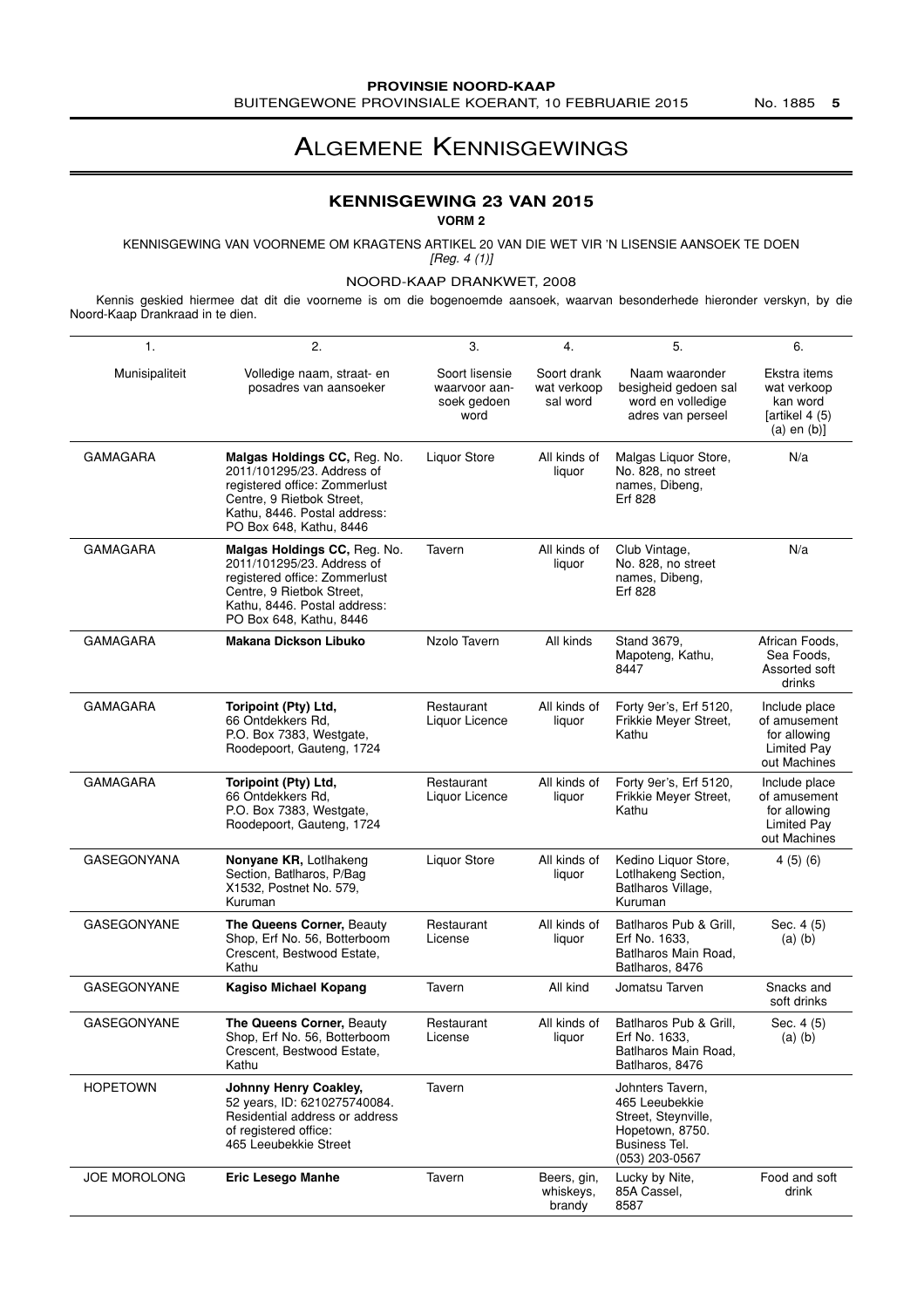# ALGEMENE KENNISGEWINGS

## KENNISGEWING 23 VAN 2015

**VORM 2**

KENNISGEWING VAN VOORNEME OM KRAGTENS ARTIKEL 20 VAN DIE WET VIR 'N LISENSIE AANSOEK TE DOEN

*[Reg. 4 (1)]*

NOORD-KAAP DRANKWET, 2008

Kennis geskied hiermee dat dit die voorneme is om die bogenoemde aansoek, waarvan besonderhede hieronder verskyn, by die Noord-Kaap Drankraad in te dien.

| 1. | 2. | 3. | 4. | 5. | 6. |
|---|---|---|---|---|---|
| Munisipaliteit | Volledige naam, straat- en posadres van aansoeker | Soort lisensie waarvoor aansoek gedoen word | Soort drank wat verkoop sal word | Naam waaronder besigheid gedoen sal word en volledige adres van perseel | Ekstra items wat verkoop kan word [artikel 4 (5) (a) en (b)] |
| GAMAGARA | **Malgas Holdings CC,** Reg. No. 2011/101295/23. Address of registered office: Zommerlust Centre, 9 Rietbok Street, Kathu, 8446. Postal address: PO Box 648, Kathu, 8446 | Liquor Store | All kinds of liquor | Malgas Liquor Store, No. 828, no street names, Dibeng, Erf 828 | N/a |
| GAMAGARA | **Malgas Holdings CC,** Reg. No. 2011/101295/23. Address of registered office: Zommerlust Centre, 9 Rietbok Street, Kathu, 8446. Postal address: PO Box 648, Kathu, 8446 | Tavern | All kinds of liquor | Club Vintage, No. 828, no street names, Dibeng, Erf 828 | N/a |
| GAMAGARA | **Makana Dickson Libuko** | Nzolo Tavern | All kinds | Stand 3679, Mapoteng, Kathu, 8447 | African Foods, Sea Foods, Assorted soft drinks |
| GAMAGARA | **Toripoint (Pty) Ltd,** 66 Ontdekkers Rd, P.O. Box 7383, Westgate, Roodepoort, Gauteng, 1724 | Restaurant Liquor Licence | All kinds of liquor | Forty 9er's, Erf 5120, Frikkie Meyer Street, Kathu | Include place of amusement for allowing Limited Pay out Machines |
| GAMAGARA | **Toripoint (Pty) Ltd,** 66 Ontdekkers Rd, P.O. Box 7383, Westgate, Roodepoort, Gauteng, 1724 | Restaurant Liquor Licence | All kinds of liquor | Forty 9er's, Erf 5120, Frikkie Meyer Street, Kathu | Include place of amusement for allowing Limited Pay out Machines |
| GASEGONYANA | **Nonyane KR,** Lotlhakeng Section, Batlharos, P/Bag X1532, Postnet No. 579, Kuruman | Liquor Store | All kinds of liquor | Kedino Liquor Store, Lotlhakeng Section, Batlharos Village, Kuruman | 4 (5) (6) |
| GASEGONYANE | **The Queens Corner,** Beauty Shop, Erf No. 56, Botterboom Crescent, Bestwood Estate, Kathu | Restaurant License | All kinds of liquor | Batlharos Pub & Grill, Erf No. 1633, Batlharos Main Road, Batlharos, 8476 | Sec. 4 (5) (a) (b) |
| GASEGONYANE | **Kagiso Michael Kopang** | Tavern | All kind | Jomatsu Tarven | Snacks and soft drinks |
| GASEGONYANE | **The Queens Corner,** Beauty Shop, Erf No. 56, Botterboom Crescent, Bestwood Estate, Kathu | Restaurant License | All kinds of liquor | Batlharos Pub & Grill, Erf No. 1633, Batlharos Main Road, Batlharos, 8476 | Sec. 4 (5) (a) (b) |
| HOPETOWN | **Johnny Henry Coakley,** 52 years, ID: 6210275740084. Residential address or address of registered office: 465 Leeubekkie Street | Tavern | | Johnters Tavern, 465 Leeubekkie Street, Steynville, Hopetown, 8750. Business Tel. (053) 203-0567 | |
| JOE MOROLONG | **Eric Lesego Manhe** | Tavern | Beers, gin, whiskeys, brandy | Lucky by Nite, 85A Cassel, 8587 | Food and soft drink |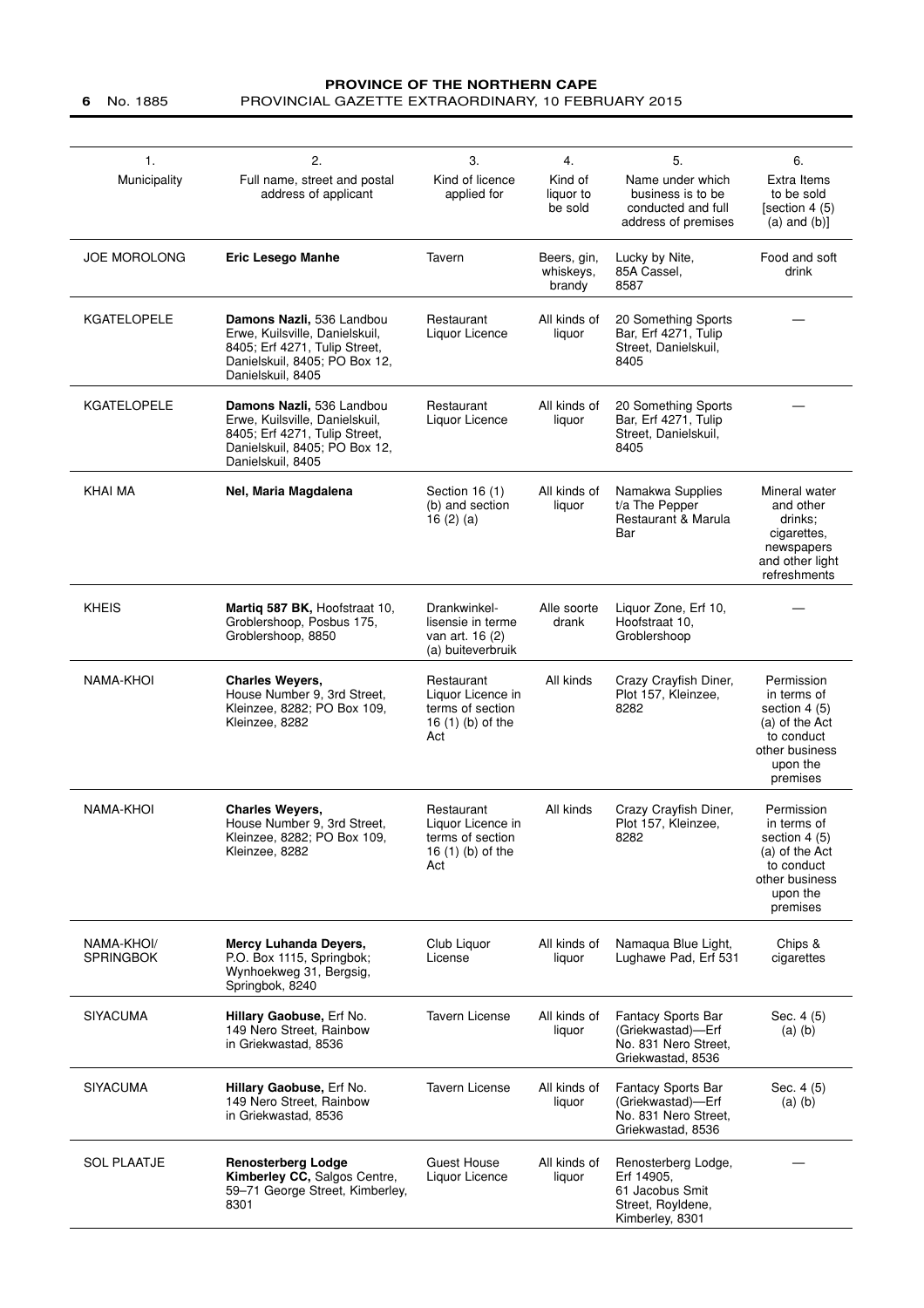| 1. Municipality | 2. Full name, street and postal address of applicant | 3. Kind of licence applied for | 4. Kind of liquor to be sold | 5. Name under which business is to be conducted and full address of premises | 6. Extra Items to be sold [section 4 (5) (a) and (b)] |
|---|---|---|---|---|---|
| JOE MOROLONG | **Eric Lesego Manhe** | Tavern | Beers, gin, whiskeys, brandy | Lucky by Nite, 85A Cassel, 8587 | Food and soft drink |
| KGATELOPELE | **Damons Nazli,** 536 Landbou Erwe, Kuilsville, Danielskuil, 8405; Erf 4271, Tulip Street, Danielskuil, 8405; PO Box 12, Danielskuil, 8405 | Restaurant Liquor Licence | All kinds of liquor | 20 Something Sports Bar, Erf 4271, Tulip Street, Danielskuil, 8405 | — |
| KGATELOPELE | **Damons Nazli,** 536 Landbou Erwe, Kuilsville, Danielskuil, 8405; Erf 4271, Tulip Street, Danielskuil, 8405; PO Box 12, Danielskuil, 8405 | Restaurant Liquor Licence | All kinds of liquor | 20 Something Sports Bar, Erf 4271, Tulip Street, Danielskuil, 8405 | — |
| KHAI MA | **Nel, Maria Magdalena** | Section 16 (1) (b) and section 16 (2) (a) | All kinds of liquor | Namakwa Supplies t/a The Pepper Restaurant & Marula Bar | Mineral water and other drinks; cigarettes, newspapers and other light refreshments |
| KHEIS | **Martiq 587 BK,** Hoofstraat 10, Groblershoop, Posbus 175, Groblershoop, 8850 | Drankwinkel-lisensie in terme van art. 16 (2) (a) buiteverbruik | Alle soorte drank | Liquor Zone, Erf 10, Hoofstraat 10, Groblershoop | — |
| NAMA-KHOI | **Charles Weyers,** House Number 9, 3rd Street, Kleinzee, 8282; PO Box 109, Kleinzee, 8282 | Restaurant Liquor Licence in terms of section 16 (1) (b) of the Act | All kinds | Crazy Crayfish Diner, Plot 157, Kleinzee, 8282 | Permission in terms of section 4 (5) (a) of the Act to conduct other business upon the premises |
| NAMA-KHOI | **Charles Weyers,** House Number 9, 3rd Street, Kleinzee, 8282; PO Box 109, Kleinzee, 8282 | Restaurant Liquor Licence in terms of section 16 (1) (b) of the Act | All kinds | Crazy Crayfish Diner, Plot 157, Kleinzee, 8282 | Permission in terms of section 4 (5) (a) of the Act to conduct other business upon the premises |
| NAMA-KHOI/ SPRINGBOK | **Mercy Luhanda Deyers,** P.O. Box 1115, Springbok; Wynhoekweg 31, Bergsig, Springbok, 8240 | Club Liquor License | All kinds of liquor | Namaqua Blue Light, Lughawe Pad, Erf 531 | Chips & cigarettes |
| SIYACUMA | **Hillary Gaobuse,** Erf No. 149 Nero Street, Rainbow in Griekwastad, 8536 | Tavern License | All kinds of liquor | Fantacy Sports Bar (Griekwastad)—Erf No. 831 Nero Street, Griekwastad, 8536 | Sec. 4 (5) (a) (b) |
| SIYACUMA | **Hillary Gaobuse,** Erf No. 149 Nero Street, Rainbow in Griekwastad, 8536 | Tavern License | All kinds of liquor | Fantacy Sports Bar (Griekwastad)—Erf No. 831 Nero Street, Griekwastad, 8536 | Sec. 4 (5) (a) (b) |
| SOL PLAATJE | **Renosterberg Lodge Kimberley CC,** Salgos Centre, 59–71 George Street, Kimberley, 8301 | Guest House Liquor Licence | All kinds of liquor | Renosterberg Lodge, Erf 14905, 61 Jacobus Smit Street, Royldene, Kimberley, 8301 | — |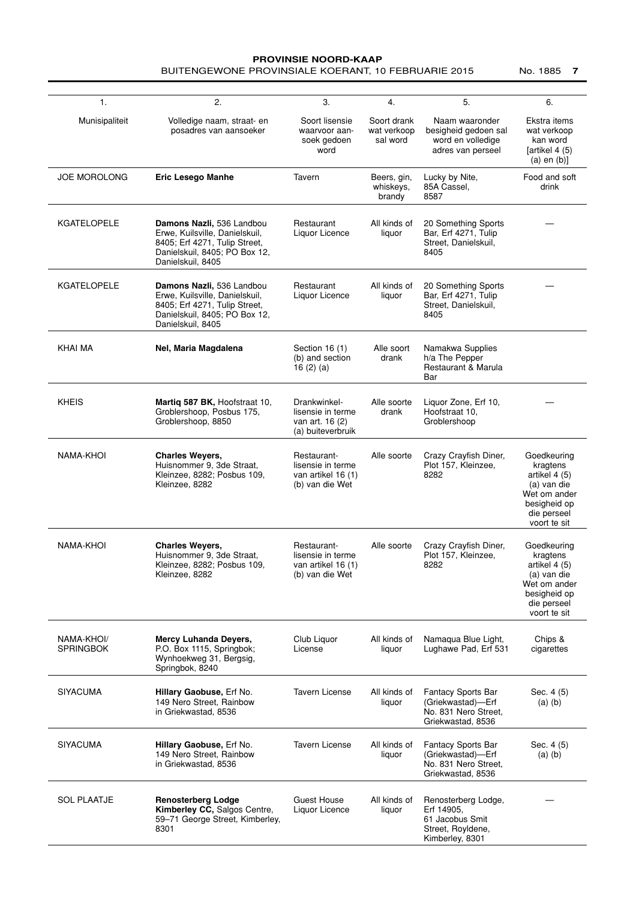| 1. | 2. | 3. | 4. | 5. | 6. |
|---|---|---|---|---|---|
| Munisipaliteit | Volledige naam, straat- en posadres van aansoeker | Soort lisensie waarvoor aansoek gedoen word | Soort drank wat verkoop sal word | Naam waaronder besigheid gedoen sal word en volledige adres van perseel | Ekstra items wat verkoop kan word [artikel 4 (5) (a) en (b)] |
| JOE MOROLONG | **Eric Lesego Manhe** | Tavern | Beers, gin, whiskeys, brandy | Lucky by Nite, 85A Cassel, 8587 | Food and soft drink |
| KGATELOPELE | **Damons Nazli,** 536 Landbou Erwe, Kuilsville, Danielskuil, 8405; Erf 4271, Tulip Street, Danielskuil, 8405; PO Box 12, Danielskuil, 8405 | Restaurant Liquor Licence | All kinds of liquor | 20 Something Sports Bar, Erf 4271, Tulip Street, Danielskuil, 8405 | — |
| KGATELOPELE | **Damons Nazli,** 536 Landbou Erwe, Kuilsville, Danielskuil, 8405; Erf 4271, Tulip Street, Danielskuil, 8405; PO Box 12, Danielskuil, 8405 | Restaurant Liquor Licence | All kinds of liquor | 20 Something Sports Bar, Erf 4271, Tulip Street, Danielskuil, 8405 | — |
| KHAI MA | **Nel, Maria Magdalena** | Section 16 (1) (b) and section 16 (2) (a) | Alle soort drank | Namakwa Supplies h/a The Pepper Restaurant & Marula Bar | |
| KHEIS | **Martiq 587 BK,** Hoofstraat 10, Groblershoop, Posbus 175, Groblershoop, 8850 | Drankwinkel-lisensie in terme van art. 16 (2) (a) buiteverbruik | Alle soorte drank | Liquor Zone, Erf 10, Hoofstraat 10, Groblershoop | — |
| NAMA-KHOI | **Charles Weyers,** Huisnommer 9, 3de Straat, Kleinzee, 8282; Posbus 109, Kleinzee, 8282 | Restaurant-lisensie in terme van artikel 16 (1) (b) van die Wet | Alle soorte | Crazy Crayfish Diner, Plot 157, Kleinzee, 8282 | Goedkeuring kragtens artikel 4 (5) (a) van die Wet om ander besigheid op die perseel voort te sit |
| NAMA-KHOI | **Charles Weyers,** Huisnommer 9, 3de Straat, Kleinzee, 8282; Posbus 109, Kleinzee, 8282 | Restaurant-lisensie in terme van artikel 16 (1) (b) van die Wet | Alle soorte | Crazy Crayfish Diner, Plot 157, Kleinzee, 8282 | Goedkeuring kragtens artikel 4 (5) (a) van die Wet om ander besigheid op die perseel voort te sit |
| NAMA-KHOI/ SPRINGBOK | **Mercy Luhanda Deyers,** P.O. Box 1115, Springbok; Wynhoekweg 31, Bergsig, Springbok, 8240 | Club Liquor License | All kinds of liquor | Namaqua Blue Light, Lughawe Pad, Erf 531 | Chips & cigarettes |
| SIYACUMA | **Hillary Gaobuse,** Erf No. 149 Nero Street, Rainbow in Griekwastad, 8536 | Tavern License | All kinds of liquor | Fantacy Sports Bar (Griekwastad)—Erf No. 831 Nero Street, Griekwastad, 8536 | Sec. 4 (5) (a) (b) |
| SIYACUMA | **Hillary Gaobuse,** Erf No. 149 Nero Street, Rainbow in Griekwastad, 8536 | Tavern License | All kinds of liquor | Fantacy Sports Bar (Griekwastad)—Erf No. 831 Nero Street, Griekwastad, 8536 | Sec. 4 (5) (a) (b) |
| SOL PLAATJE | **Renosterberg Lodge Kimberley CC,** Salgos Centre, 59–71 George Street, Kimberley, 8301 | Guest House Liquor Licence | All kinds of liquor | Renosterberg Lodge, Erf 14905, 61 Jacobus Smit Street, Royldene, Kimberley, 8301 | — |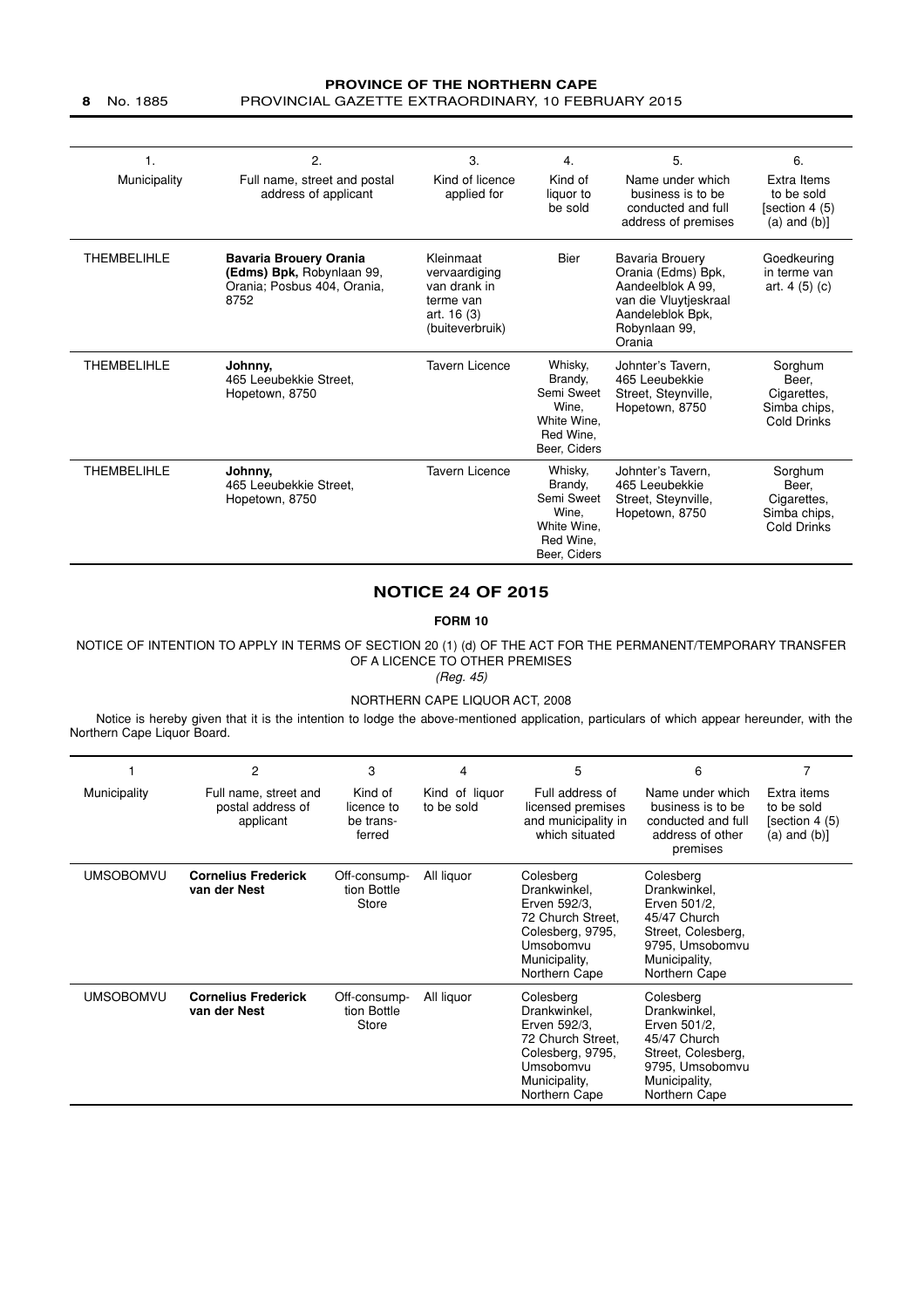| 1. Municipality | 2. Full name, street and postal address of applicant | 3. Kind of licence applied for | 4. Kind of liquor to be sold | 5. Name under which business is to be conducted and full address of premises | 6. Extra Items to be sold [section 4 (5) (a) and (b)] |
|---|---|---|---|---|---|
| THEMBELIHLE | **Bavaria Brouery Orania (Edms) Bpk,** Robynlaan 99, Orania; Posbus 404, Orania, 8752 | Kleinmaat vervaardiging van drank in terme van art. 16 (3) (buiteverbruik) | Bier | Bavaria Brouery Orania (Edms) Bpk, Aandeelblok A 99, van die Vluytjeskraal Aandeleblok Bpk, Robynlaan 99, Orania | Goedkeuring in terme van art. 4 (5) (c) |
| THEMBELIHLE | **Johnny,** 465 Leeubekkie Street, Hopetown, 8750 | Tavern Licence | Whisky, Brandy, Semi Sweet Wine, White Wine, Red Wine, Beer, Ciders | Johnter's Tavern, 465 Leeubekkie Street, Steynville, Hopetown, 8750 | Sorghum Beer, Cigarettes, Simba chips, Cold Drinks |
| THEMBELIHLE | **Johnny,** 465 Leeubekkie Street, Hopetown, 8750 | Tavern Licence | Whisky, Brandy, Semi Sweet Wine, White Wine, Red Wine, Beer, Ciders | Johnter's Tavern, 465 Leeubekkie Street, Steynville, Hopetown, 8750 | Sorghum Beer, Cigarettes, Simba chips, Cold Drinks |

## NOTICE 24 OF 2015

**FORM 10**

NOTICE OF INTENTION TO APPLY IN TERMS OF SECTION 20 (1) (d) OF THE ACT FOR THE PERMANENT/TEMPORARY TRANSFER OF A LICENCE TO OTHER PREMISES

*(Reg. 45)*

NORTHERN CAPE LIQUOR ACT, 2008

Notice is hereby given that it is the intention to lodge the above-mentioned application, particulars of which appear hereunder, with the Northern Cape Liquor Board.

| 1 Municipality | 2 Full name, street and postal address of applicant | 3 Kind of licence to be transferred | 4 Kind of liquor to be sold | 5 Full address of licensed premises and municipality in which situated | 6 Name under which business is to be conducted and full address of other premises | 7 Extra items to be sold [section 4 (5) (a) and (b)] |
|---|---|---|---|---|---|---|
| UMSOBOMVU | **Cornelius Frederick van der Nest** | Off-consumption Bottle Store | All liquor | Colesberg Drankwinkel, Erven 592/3, 72 Church Street, Colesberg, 9795, Umsobomvu Municipality, Northern Cape | Colesberg Drankwinkel, Erven 501/2, 45/47 Church Street, Colesberg, 9795, Umsobomvu Municipality, Northern Cape | |
| UMSOBOMVU | **Cornelius Frederick van der Nest** | Off-consumption Bottle Store | All liquor | Colesberg Drankwinkel, Erven 592/3, 72 Church Street, Colesberg, 9795, Umsobomvu Municipality, Northern Cape | Colesberg Drankwinkel, Erven 501/2, 45/47 Church Street, Colesberg, 9795, Umsobomvu Municipality, Northern Cape | |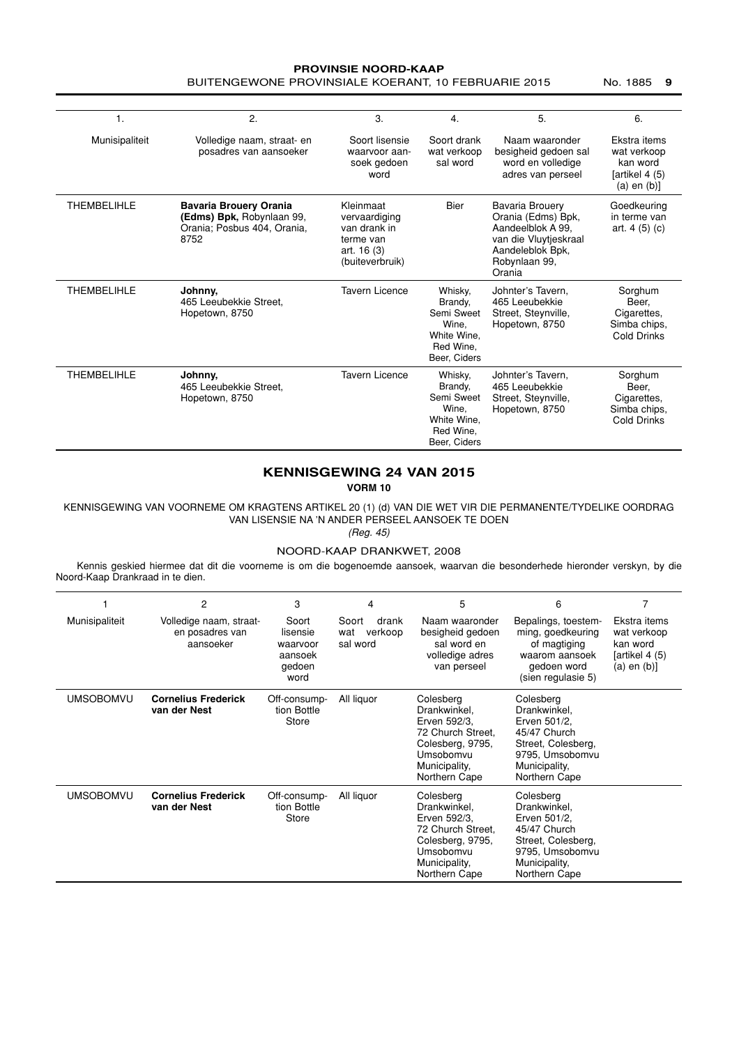| 1. | 2. | 3. | 4. | 5. | 6. |
|---|---|---|---|---|---|
| Munisipaliteit | Volledige naam, straat- en posadres van aansoeker | Soort lisensie waarvoor aansoek gedoen word | Soort drank wat verkoop sal word | Naam waaronder besigheid gedoen sal word en volledige adres van perseel | Ekstra items wat verkoop kan word [artikel 4 (5) (a) en (b)] |
| THEMBELIHLE | **Bavaria Brouery Orania (Edms) Bpk,** Robynlaan 99, Orania; Posbus 404, Orania, 8752 | Kleinmaat vervaardiging van drank in terme van art. 16 (3) (buiteverbruik) | Bier | Bavaria Brouery Orania (Edms) Bpk, Aandeelblok A 99, van die Vluytjeskraal Aandeleblok Bpk, Robynlaan 99, Orania | Goedkeuring in terme van art. 4 (5) (c) |
| THEMBELIHLE | **Johnny,** 465 Leeubekkie Street, Hopetown, 8750 | Tavern Licence | Whisky, Brandy, Semi Sweet Wine, White Wine, Red Wine, Beer, Ciders | Johnter's Tavern, 465 Leeubekkie Street, Steynville, Hopetown, 8750 | Sorghum Beer, Cigarettes, Simba chips, Cold Drinks |
| THEMBELIHLE | **Johnny,** 465 Leeubekkie Street, Hopetown, 8750 | Tavern Licence | Whisky, Brandy, Semi Sweet Wine, White Wine, Red Wine, Beer, Ciders | Johnter's Tavern, 465 Leeubekkie Street, Steynville, Hopetown, 8750 | Sorghum Beer, Cigarettes, Simba chips, Cold Drinks |

## KENNISGEWING 24 VAN 2015

**VORM 10**

KENNISGEWING VAN VOORNEME OM KRAGTENS ARTIKEL 20 (1) (d) VAN DIE WET VIR DIE PERMANENTE/TYDELIKE OORDRAG VAN LISENSIE NA 'N ANDER PERSEEL AANSOEK TE DOEN

*(Reg. 45)*

NOORD-KAAP DRANKWET, 2008

Kennis geskied hiermee dat dit die voorneme is om die bogenoemde aansoek, waarvan die besonderhede hieronder verskyn, by die Noord-Kaap Drankraad in te dien.

| 1 | 2 | 3 | 4 | 5 | 6 | 7 |
|---|---|---|---|---|---|---|
| Munisipaliteit | Volledige naam, straat- en posadres van aansoeker | Soort lisensie waarvoor aansoek gedoen word | Soort drank wat verkoop sal word | Naam waaronder besigheid gedoen sal word en volledige adres van perseel | Bepalings, toestemming, goedkeuring of magtiging waarom aansoek gedoen word (sien regulasie 5) | Ekstra items wat verkoop kan word [artikel 4 (5) (a) en (b)] |
| UMSOBOMVU | **Cornelius Frederick van der Nest** | Off-consumption Bottle Store | All liquor | Colesberg Drankwinkel, Erven 592/3, 72 Church Street, Colesberg, 9795, Umsobomvu Municipality, Northern Cape | Colesberg Drankwinkel, Erven 501/2, 45/47 Church Street, Colesberg, 9795, Umsobomvu Municipality, Northern Cape | |
| UMSOBOMVU | **Cornelius Frederick van der Nest** | Off-consumption Bottle Store | All liquor | Colesberg Drankwinkel, Erven 592/3, 72 Church Street, Colesberg, 9795, Umsobomvu Municipality, Northern Cape | Colesberg Drankwinkel, Erven 501/2, 45/47 Church Street, Colesberg, 9795, Umsobomvu Municipality, Northern Cape | |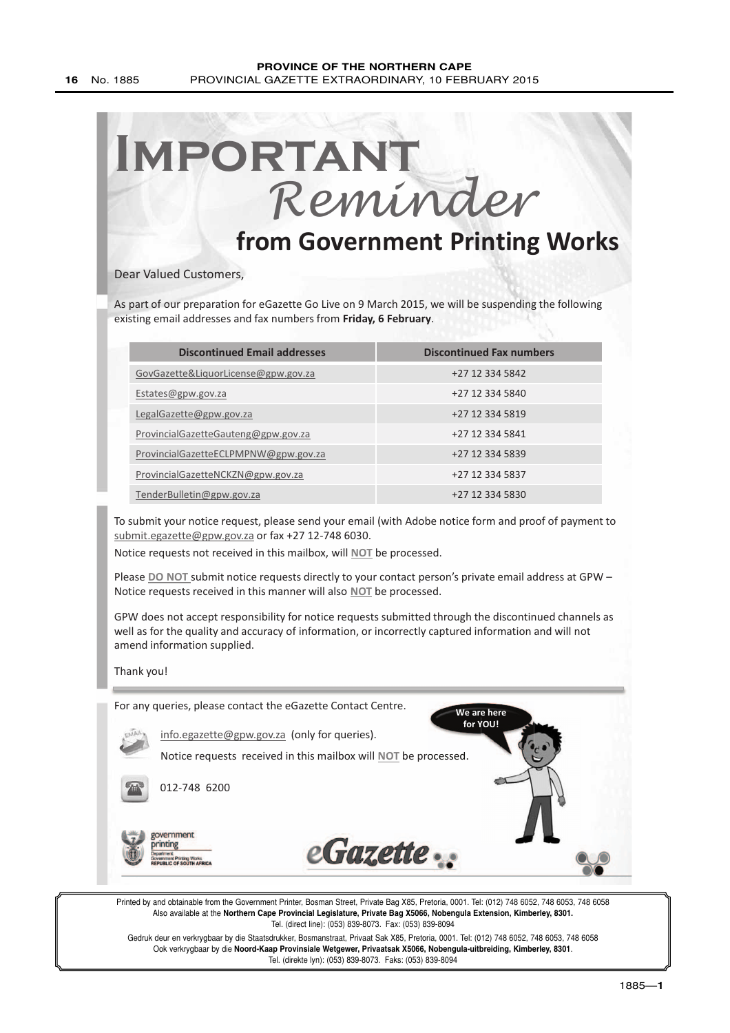# IMPORTANT *Reminder*

## from Government Printing Works

Dear Valued Customers,

As part of our preparation for eGazette Go Live on 9 March 2015, we will be suspending the following existing email addresses and fax numbers from **Friday, 6 February**.

| Discontinued Email addresses | Discontinued Fax numbers |
|---|---|
| GovGazette&LiquorLicense@gpw.gov.za | +27 12 334 5842 |
| Estates@gpw.gov.za | +27 12 334 5840 |
| LegalGazette@gpw.gov.za | +27 12 334 5819 |
| ProvincialGazetteGauteng@gpw.gov.za | +27 12 334 5841 |
| ProvincialGazetteECLPMPNW@gpw.gov.za | +27 12 334 5839 |
| ProvincialGazetteNCKZN@gpw.gov.za | +27 12 334 5837 |
| TenderBulletin@gpw.gov.za | +27 12 334 5830 |

To submit your notice request, please send your email (with Adobe notice form and proof of payment to submit.egazette@gpw.gov.za or fax +27 12-748 6030.

Notice requests not received in this mailbox, will **NOT** be processed.

Please **DO NOT** submit notice requests directly to your contact person's private email address at GPW – Notice requests received in this manner will also **NOT** be processed.

GPW does not accept responsibility for notice requests submitted through the discontinued channels as well as for the quality and accuracy of information, or incorrectly captured information and will not amend information supplied.

Thank you!

For any queries, please contact the eGazette Contact Centre.

info.egazette@gpw.gov.za (only for queries).

Notice requests received in this mailbox will **NOT** be processed.

012-748 6200

We are here for YOU!

government printing
Department: Government Printing Works
REPUBLIC OF SOUTH AFRICA

eGazette

Printed by and obtainable from the Government Printer, Bosman Street, Private Bag X85, Pretoria, 0001. Tel: (012) 748 6052, 748 6053, 748 6058
Also available at the **Northern Cape Provincial Legislature, Private Bag X5066, Nobengula Extension, Kimberley, 8301.**
Tel. (direct line): (053) 839-8073. Fax: (053) 839-8094

Gedruk deur en verkrygbaar by die Staatsdrukker, Bosmanstraat, Privaat Sak X85, Pretoria, 0001. Tel: (012) 748 6052, 748 6053, 748 6058
Ook verkrygbaar by die **Noord-Kaap Provinsiale Wetgewer, Privaatsak X5066, Nobengula-uitbreiding, Kimberley, 8301**.
Tel. (direkte lyn): (053) 839-8073. Faks: (053) 839-8094

1885—1